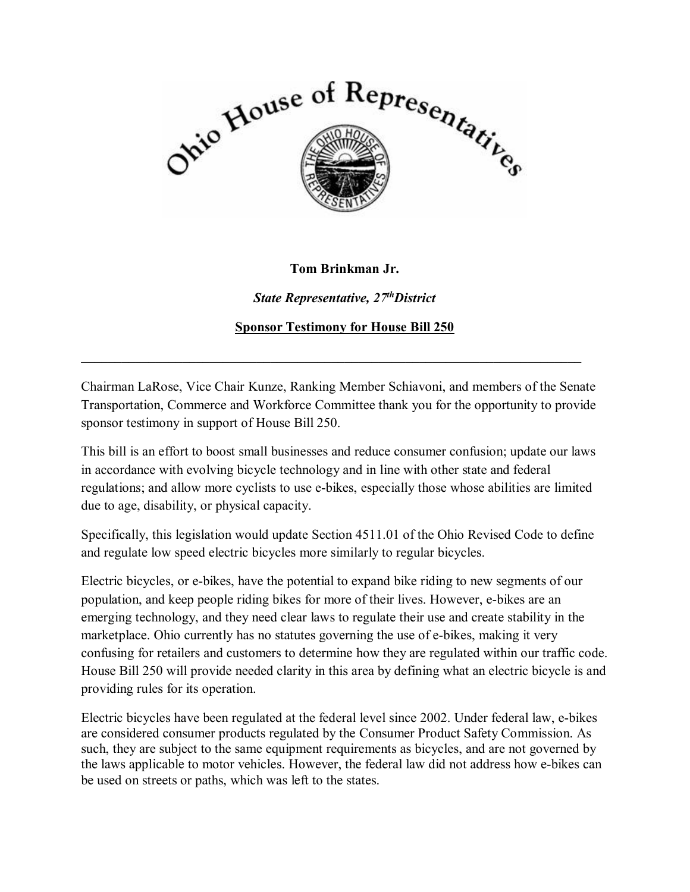**Tom Brinkman Jr.**

***State Representative, 27th District***

**Sponsor Testimony for House Bill 250**

---

Chairman LaRose, Vice Chair Kunze, Ranking Member Schiavoni, and members of the Senate Transportation, Commerce and Workforce Committee thank you for the opportunity to provide sponsor testimony in support of House Bill 250.

This bill is an effort to boost small businesses and reduce consumer confusion; update our laws in accordance with evolving bicycle technology and in line with other state and federal regulations; and allow more cyclists to use e-bikes, especially those whose abilities are limited due to age, disability, or physical capacity.

Specifically, this legislation would update Section 4511.01 of the Ohio Revised Code to define and regulate low speed electric bicycles more similarly to regular bicycles.

Electric bicycles, or e-bikes, have the potential to expand bike riding to new segments of our population, and keep people riding bikes for more of their lives. However, e-bikes are an emerging technology, and they need clear laws to regulate their use and create stability in the marketplace. Ohio currently has no statutes governing the use of e-bikes, making it very confusing for retailers and customers to determine how they are regulated within our traffic code. House Bill 250 will provide needed clarity in this area by defining what an electric bicycle is and providing rules for its operation.

Electric bicycles have been regulated at the federal level since 2002. Under federal law, e-bikes are considered consumer products regulated by the Consumer Product Safety Commission. As such, they are subject to the same equipment requirements as bicycles, and are not governed by the laws applicable to motor vehicles. However, the federal law did not address how e-bikes can be used on streets or paths, which was left to the states.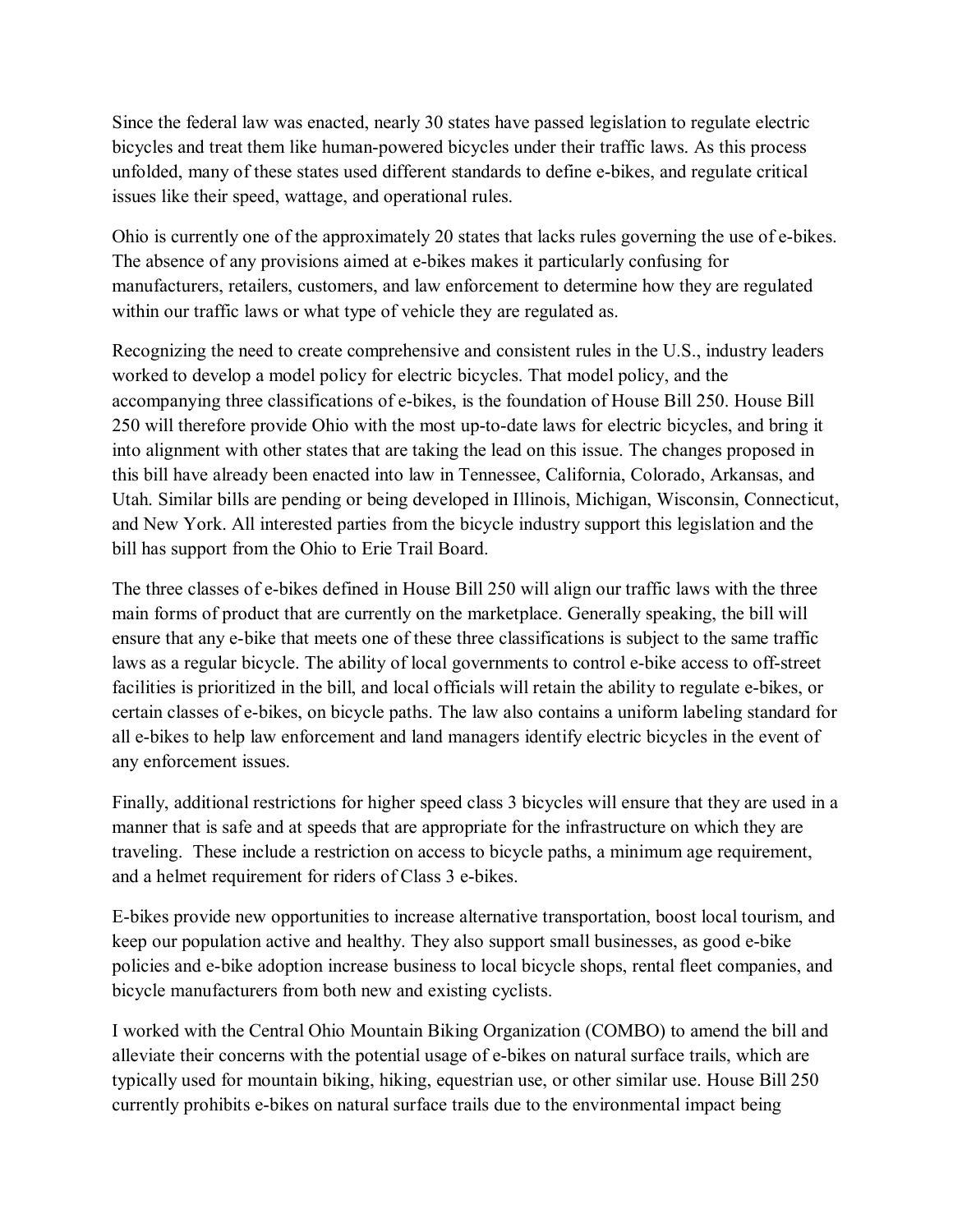Since the federal law was enacted, nearly 30 states have passed legislation to regulate electric bicycles and treat them like human-powered bicycles under their traffic laws. As this process unfolded, many of these states used different standards to define e-bikes, and regulate critical issues like their speed, wattage, and operational rules.

Ohio is currently one of the approximately 20 states that lacks rules governing the use of e-bikes. The absence of any provisions aimed at e-bikes makes it particularly confusing for manufacturers, retailers, customers, and law enforcement to determine how they are regulated within our traffic laws or what type of vehicle they are regulated as.

Recognizing the need to create comprehensive and consistent rules in the U.S., industry leaders worked to develop a model policy for electric bicycles. That model policy, and the accompanying three classifications of e-bikes, is the foundation of House Bill 250. House Bill 250 will therefore provide Ohio with the most up-to-date laws for electric bicycles, and bring it into alignment with other states that are taking the lead on this issue. The changes proposed in this bill have already been enacted into law in Tennessee, California, Colorado, Arkansas, and Utah. Similar bills are pending or being developed in Illinois, Michigan, Wisconsin, Connecticut, and New York. All interested parties from the bicycle industry support this legislation and the bill has support from the Ohio to Erie Trail Board.

The three classes of e-bikes defined in House Bill 250 will align our traffic laws with the three main forms of product that are currently on the marketplace. Generally speaking, the bill will ensure that any e-bike that meets one of these three classifications is subject to the same traffic laws as a regular bicycle. The ability of local governments to control e-bike access to off-street facilities is prioritized in the bill, and local officials will retain the ability to regulate e-bikes, or certain classes of e-bikes, on bicycle paths. The law also contains a uniform labeling standard for all e-bikes to help law enforcement and land managers identify electric bicycles in the event of any enforcement issues.

Finally, additional restrictions for higher speed class 3 bicycles will ensure that they are used in a manner that is safe and at speeds that are appropriate for the infrastructure on which they are traveling. These include a restriction on access to bicycle paths, a minimum age requirement, and a helmet requirement for riders of Class 3 e-bikes.

E-bikes provide new opportunities to increase alternative transportation, boost local tourism, and keep our population active and healthy. They also support small businesses, as good e-bike policies and e-bike adoption increase business to local bicycle shops, rental fleet companies, and bicycle manufacturers from both new and existing cyclists.

I worked with the Central Ohio Mountain Biking Organization (COMBO) to amend the bill and alleviate their concerns with the potential usage of e-bikes on natural surface trails, which are typically used for mountain biking, hiking, equestrian use, or other similar use. House Bill 250 currently prohibits e-bikes on natural surface trails due to the environmental impact being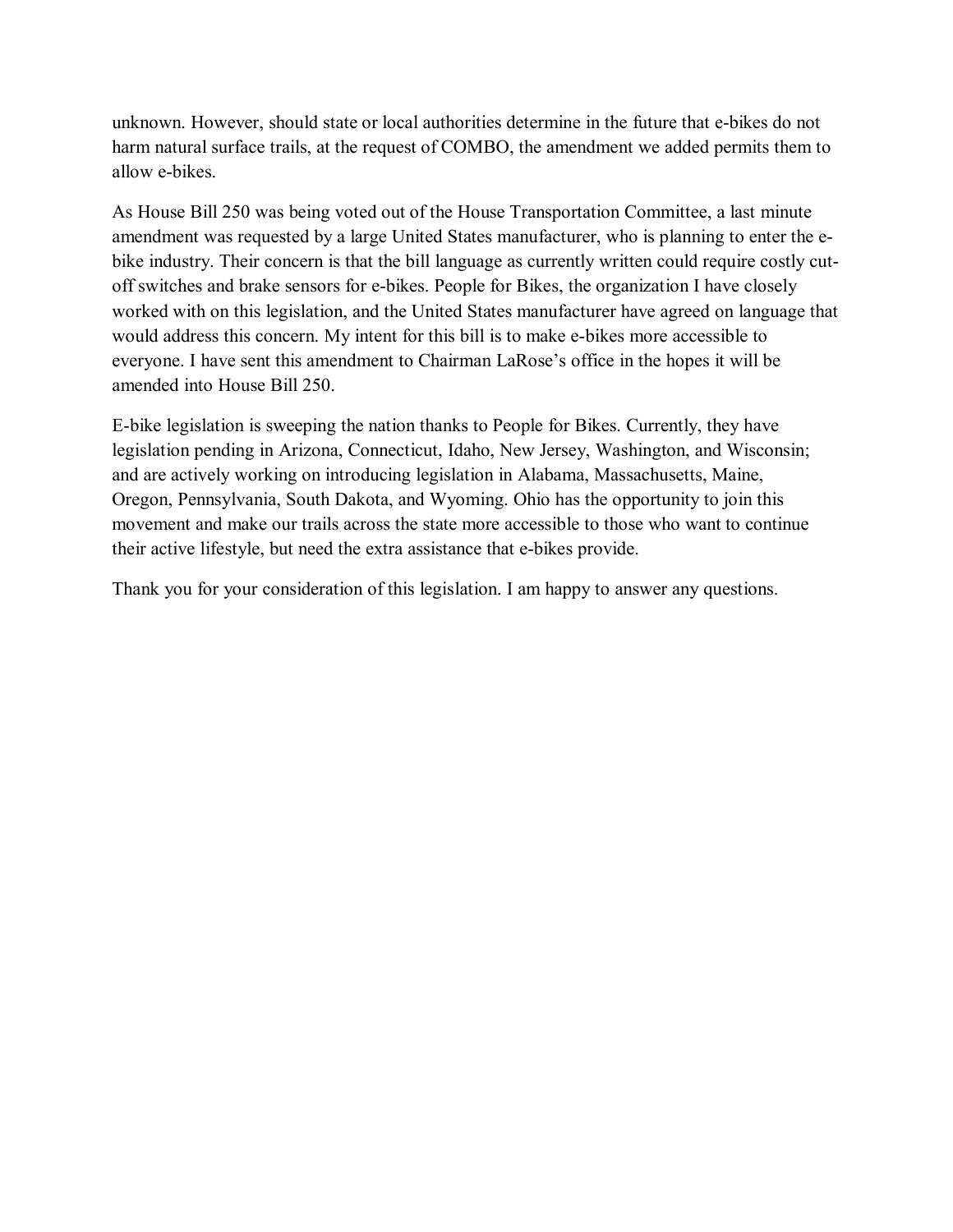unknown. However, should state or local authorities determine in the future that e-bikes do not harm natural surface trails, at the request of COMBO, the amendment we added permits them to allow e-bikes.

As House Bill 250 was being voted out of the House Transportation Committee, a last minute amendment was requested by a large United States manufacturer, who is planning to enter the e-bike industry. Their concern is that the bill language as currently written could require costly cut-off switches and brake sensors for e-bikes. People for Bikes, the organization I have closely worked with on this legislation, and the United States manufacturer have agreed on language that would address this concern. My intent for this bill is to make e-bikes more accessible to everyone. I have sent this amendment to Chairman LaRose's office in the hopes it will be amended into House Bill 250.

E-bike legislation is sweeping the nation thanks to People for Bikes. Currently, they have legislation pending in Arizona, Connecticut, Idaho, New Jersey, Washington, and Wisconsin; and are actively working on introducing legislation in Alabama, Massachusetts, Maine, Oregon, Pennsylvania, South Dakota, and Wyoming. Ohio has the opportunity to join this movement and make our trails across the state more accessible to those who want to continue their active lifestyle, but need the extra assistance that e-bikes provide.

Thank you for your consideration of this legislation. I am happy to answer any questions.